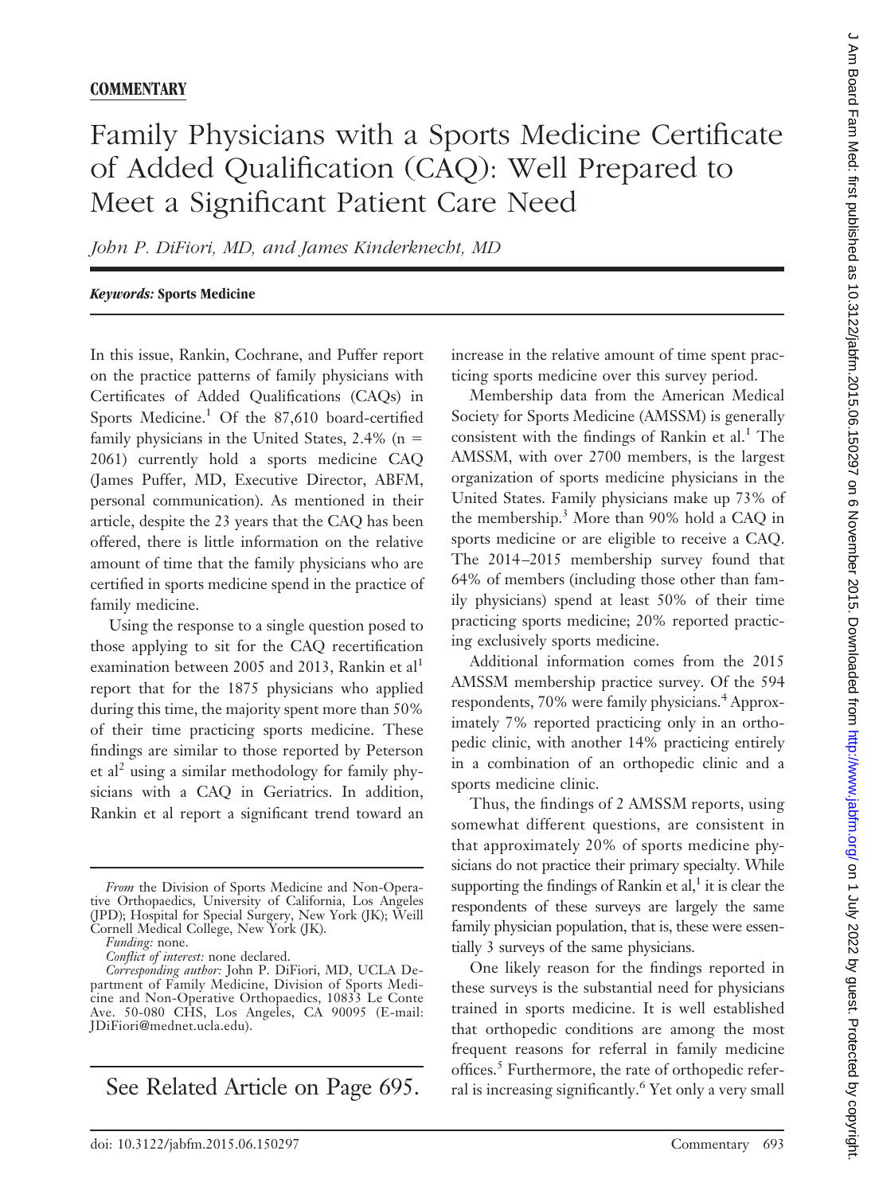**COMMENTARY**

# Family Physicians with a Sports Medicine Certificate of Added Qualification (CAQ): Well Prepared to Meet a Significant Patient Care Need

*John P. DiFiori, MD, and James Kinderknecht, MD*

***Keywords:*** **Sports Medicine**

In this issue, Rankin, Cochrane, and Puffer report on the practice patterns of family physicians with Certificates of Added Qualifications (CAQs) in Sports Medicine.[1] Of the 87,610 board-certified family physicians in the United States, 2.4% (n = 2061) currently hold a sports medicine CAQ (James Puffer, MD, Executive Director, ABFM, personal communication). As mentioned in their article, despite the 23 years that the CAQ has been offered, there is little information on the relative amount of time that the family physicians who are certified in sports medicine spend in the practice of family medicine.

Using the response to a single question posed to those applying to sit for the CAQ recertification examination between 2005 and 2013, Rankin et al[1] report that for the 1875 physicians who applied during this time, the majority spent more than 50% of their time practicing sports medicine. These findings are similar to those reported by Peterson et al[2] using a similar methodology for family physicians with a CAQ in Geriatrics. In addition, Rankin et al report a significant trend toward an increase in the relative amount of time spent practicing sports medicine over this survey period.

Membership data from the American Medical Society for Sports Medicine (AMSSM) is generally consistent with the findings of Rankin et al.[1] The AMSSM, with over 2700 members, is the largest organization of sports medicine physicians in the United States. Family physicians make up 73% of the membership.[3] More than 90% hold a CAQ in sports medicine or are eligible to receive a CAQ. The 2014–2015 membership survey found that 64% of members (including those other than family physicians) spend at least 50% of their time practicing sports medicine; 20% reported practicing exclusively sports medicine.

Additional information comes from the 2015 AMSSM membership practice survey. Of the 594 respondents, 70% were family physicians.[4] Approximately 7% reported practicing only in an orthopedic clinic, with another 14% practicing entirely in a combination of an orthopedic clinic and a sports medicine clinic.

Thus, the findings of 2 AMSSM reports, using somewhat different questions, are consistent in that approximately 20% of sports medicine physicians do not practice their primary specialty. While supporting the findings of Rankin et al,[1] it is clear the respondents of these surveys are largely the same family physician population, that is, these were essentially 3 surveys of the same physicians.

One likely reason for the findings reported in these surveys is the substantial need for physicians trained in sports medicine. It is well established that orthopedic conditions are among the most frequent reasons for referral in family medicine offices.[5] Furthermore, the rate of orthopedic referral is increasing significantly.[6] Yet only a very small

*From* the Division of Sports Medicine and Non-Operative Orthopaedics, University of California, Los Angeles (JPD); Hospital for Special Surgery, New York (JK); Weill Cornell Medical College, New York (JK).

*Funding:* none.

*Conflict of interest:* none declared.

*Corresponding author:* John P. DiFiori, MD, UCLA Department of Family Medicine, Division of Sports Medicine and Non-Operative Orthopaedics, 10833 Le Conte Ave. 50-080 CHS, Los Angeles, CA 90095 (E-mail: JDiFiori@mednet.ucla.edu).

See Related Article on Page 695.

doi: 10.3122/jabfm.2015.06.150297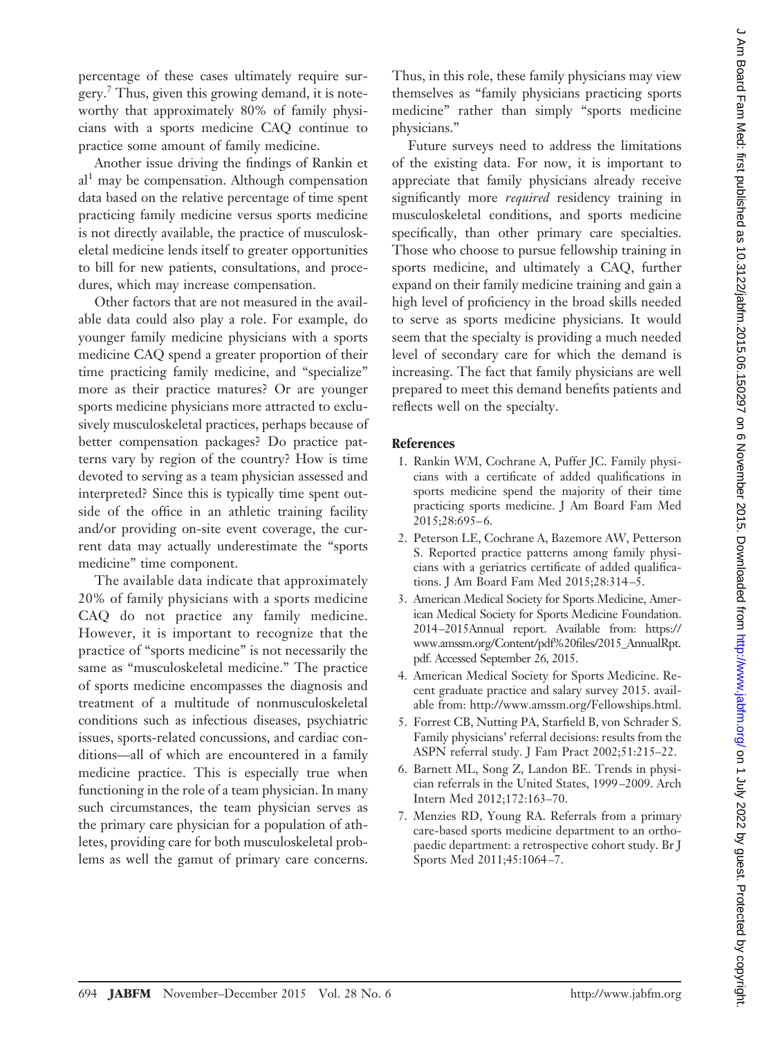percentage of these cases ultimately require surgery.[7] Thus, given this growing demand, it is noteworthy that approximately 80% of family physicians with a sports medicine CAQ continue to practice some amount of family medicine.

Another issue driving the findings of Rankin et al[1] may be compensation. Although compensation data based on the relative percentage of time spent practicing family medicine versus sports medicine is not directly available, the practice of musculoskeletal medicine lends itself to greater opportunities to bill for new patients, consultations, and procedures, which may increase compensation.

Other factors that are not measured in the available data could also play a role. For example, do younger family medicine physicians with a sports medicine CAQ spend a greater proportion of their time practicing family medicine, and "specialize" more as their practice matures? Or are younger sports medicine physicians more attracted to exclusively musculoskeletal practices, perhaps because of better compensation packages? Do practice patterns vary by region of the country? How is time devoted to serving as a team physician assessed and interpreted? Since this is typically time spent outside of the office in an athletic training facility and/or providing on-site event coverage, the current data may actually underestimate the "sports medicine" time component.

The available data indicate that approximately 20% of family physicians with a sports medicine CAQ do not practice any family medicine. However, it is important to recognize that the practice of "sports medicine" is not necessarily the same as "musculoskeletal medicine." The practice of sports medicine encompasses the diagnosis and treatment of a multitude of nonmusculoskeletal conditions such as infectious diseases, psychiatric issues, sports-related concussions, and cardiac conditions—all of which are encountered in a family medicine practice. This is especially true when functioning in the role of a team physician. In many such circumstances, the team physician serves as the primary care physician for a population of athletes, providing care for both musculoskeletal problems as well the gamut of primary care concerns. Thus, in this role, these family physicians may view themselves as "family physicians practicing sports medicine" rather than simply "sports medicine physicians."

Future surveys need to address the limitations of the existing data. For now, it is important to appreciate that family physicians already receive significantly more *required* residency training in musculoskeletal conditions, and sports medicine specifically, than other primary care specialties. Those who choose to pursue fellowship training in sports medicine, and ultimately a CAQ, further expand on their family medicine training and gain a high level of proficiency in the broad skills needed to serve as sports medicine physicians. It would seem that the specialty is providing a much needed level of secondary care for which the demand is increasing. The fact that family physicians are well prepared to meet this demand benefits patients and reflects well on the specialty.

## References

1. Rankin WM, Cochrane A, Puffer JC. Family physicians with a certificate of added qualifications in sports medicine spend the majority of their time practicing sports medicine. J Am Board Fam Med 2015;28:695–6.
2. Peterson LE, Cochrane A, Bazemore AW, Petterson S. Reported practice patterns among family physicians with a geriatrics certificate of added qualifications. J Am Board Fam Med 2015;28:314–5.
3. American Medical Society for Sports Medicine, American Medical Society for Sports Medicine Foundation. 2014–2015Annual report. Available from: https://www.amssm.org/Content/pdf%20files/2015_AnnualRpt.pdf. Accessed September 26, 2015.
4. American Medical Society for Sports Medicine. Recent graduate practice and salary survey 2015. available from: http://www.amssm.org/Fellowships.html.
5. Forrest CB, Nutting PA, Starfield B, von Schrader S. Family physicians' referral decisions: results from the ASPN referral study. J Fam Pract 2002;51:215–22.
6. Barnett ML, Song Z, Landon BE. Trends in physician referrals in the United States, 1999–2009. Arch Intern Med 2012;172:163–70.
7. Menzies RD, Young RA. Referrals from a primary care-based sports medicine department to an orthopaedic department: a retrospective cohort study. Br J Sports Med 2011;45:1064–7.